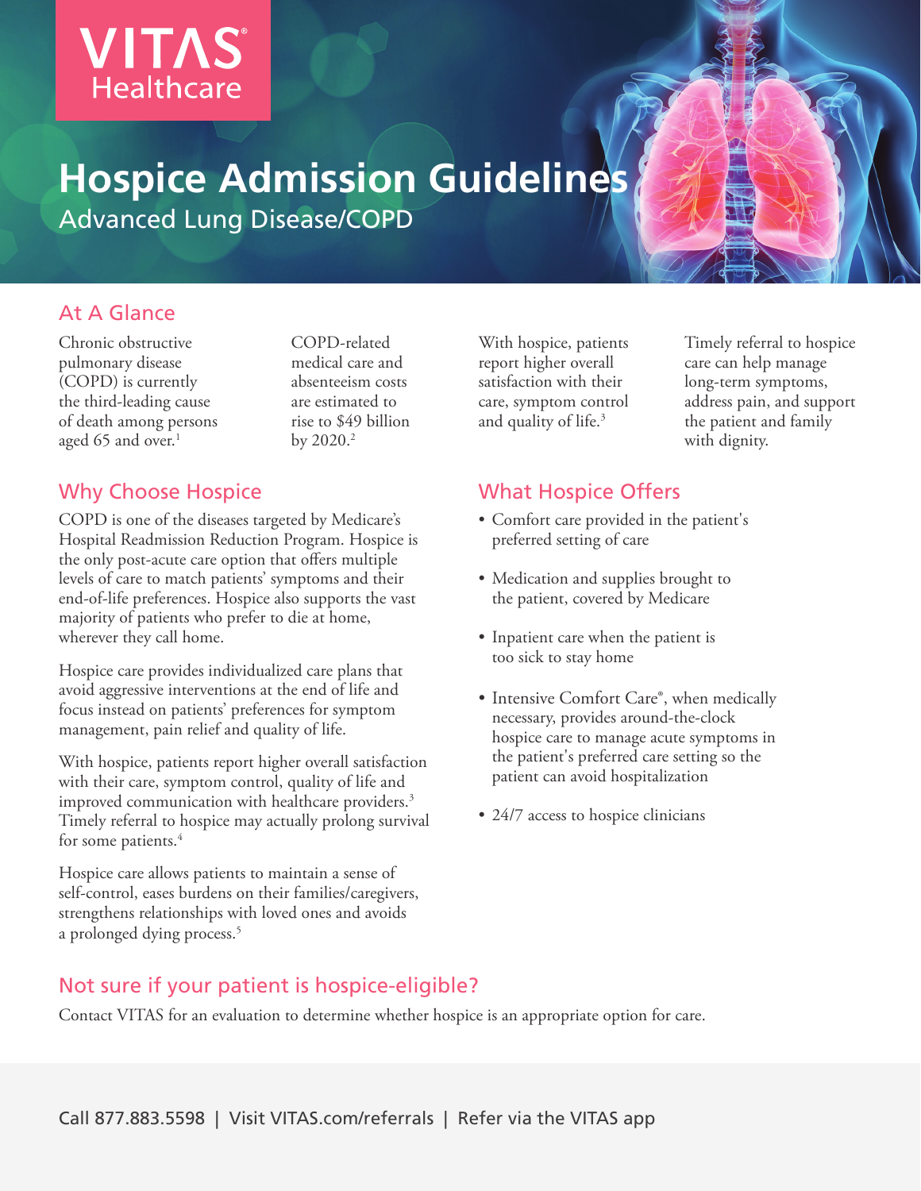VITAS® Healthcare

# Hospice Admission Guidelines

Advanced Lung Disease/COPD

## At A Glance

Chronic obstructive pulmonary disease (COPD) is currently the third-leading cause of death among persons aged 65 and over.[1]

COPD-related medical care and absenteeism costs are estimated to rise to $49 billion by 2020.[2]

With hospice, patients report higher overall satisfaction with their care, symptom control and quality of life.[3]

Timely referral to hospice care can help manage long-term symptoms, address pain, and support the patient and family with dignity.

## Why Choose Hospice

COPD is one of the diseases targeted by Medicare's Hospital Readmission Reduction Program. Hospice is the only post-acute care option that offers multiple levels of care to match patients' symptoms and their end-of-life preferences. Hospice also supports the vast majority of patients who prefer to die at home, wherever they call home.

Hospice care provides individualized care plans that avoid aggressive interventions at the end of life and focus instead on patients' preferences for symptom management, pain relief and quality of life.

With hospice, patients report higher overall satisfaction with their care, symptom control, quality of life and improved communication with healthcare providers.[3] Timely referral to hospice may actually prolong survival for some patients.[4]

Hospice care allows patients to maintain a sense of self-control, eases burdens on their families/caregivers, strengthens relationships with loved ones and avoids a prolonged dying process.[5]

## What Hospice Offers

- Comfort care provided in the patient's preferred setting of care
- Medication and supplies brought to the patient, covered by Medicare
- Inpatient care when the patient is too sick to stay home
- Intensive Comfort Care®, when medically necessary, provides around-the-clock hospice care to manage acute symptoms in the patient's preferred care setting so the patient can avoid hospitalization
- 24/7 access to hospice clinicians

## Not sure if your patient is hospice-eligible?

Contact VITAS for an evaluation to determine whether hospice is an appropriate option for care.

Call 877.883.5598 | Visit VITAS.com/referrals | Refer via the VITAS app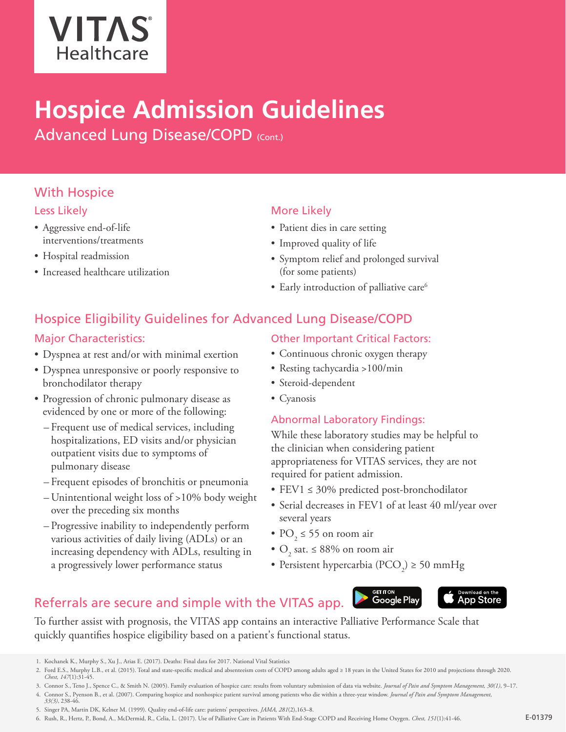VITAS® Healthcare

# Hospice Admission Guidelines

Advanced Lung Disease/COPD (Cont.)

## With Hospice

### Less Likely

- Aggressive end-of-life interventions/treatments
- Hospital readmission
- Increased healthcare utilization

### More Likely

- Patient dies in care setting
- Improved quality of life
- Symptom relief and prolonged survival (for some patients)
- Early introduction of palliative care[6]

## Hospice Eligibility Guidelines for Advanced Lung Disease/COPD

### Major Characteristics:

- Dyspnea at rest and/or with minimal exertion
- Dyspnea unresponsive or poorly responsive to bronchodilator therapy
- Progression of chronic pulmonary disease as evidenced by one or more of the following:
  - Frequent use of medical services, including hospitalizations, ED visits and/or physician outpatient visits due to symptoms of pulmonary disease
  - Frequent episodes of bronchitis or pneumonia
  - Unintentional weight loss of >10% body weight over the preceding six months
  - Progressive inability to independently perform various activities of daily living (ADLs) or an increasing dependency with ADLs, resulting in a progressively lower performance status

### Other Important Critical Factors:

- Continuous chronic oxygen therapy
- Resting tachycardia >100/min
- Steroid-dependent
- Cyanosis

### Abnormal Laboratory Findings:

While these laboratory studies may be helpful to the clinician when considering patient appropriateness for VITAS services, they are not required for patient admission.

- FEV1 ≤ 30% predicted post-bronchodilator
- Serial decreases in FEV1 of at least 40 ml/year over several years
- $PO_2$ ≤ 55 on room air
- $O_2$ sat. ≤ 88% on room air
- Persistent hypercarbia ($PCO_2$) ≥ 50 mmHg

## Referrals are secure and simple with the VITAS app.

GET IT ON Google Play | Download on the App Store

To further assist with prognosis, the VITAS app contains an interactive Palliative Performance Scale that quickly quantifies hospice eligibility based on a patient's functional status.

1. Kochanek K., Murphy S., Xu J., Arias E. (2017). Deaths: Final data for 2017. National Vital Statistics
2. Ford E.S., Murphy L.B., et al. (2015). Total and state-specific medical and absenteeism costs of COPD among adults aged ≥ 18 years in the United States for 2010 and projections through 2020. *Chest, 147*(1):31-45.
3. Connor S., Teno J., Spence C., & Smith N. (2005). Family evaluation of hospice care: results from voluntary submission of data via website. *Journal of Pain and Symptom Management, 30(1)*, 9–17.
4. Connor S., Pyenson B., et al. (2007). Comparing hospice and nonhospice patient survival among patients who die within a three-year window. *Journal of Pain and Symptom Management, 33(3)*, 238-46.
5. Singer PA, Martin DK, Kelner M. (1999). Quality end-of-life care: patients' perspectives. *JAMA, 281*(2),163–8.
6. Rush, R., Hertz, P., Bond, A., McDermid, R., Celia, L. (2017). Use of Palliative Care in Patients With End-Stage COPD and Receiving Home Oxygen. *Chest, 151*(1):41-46.

E-01379